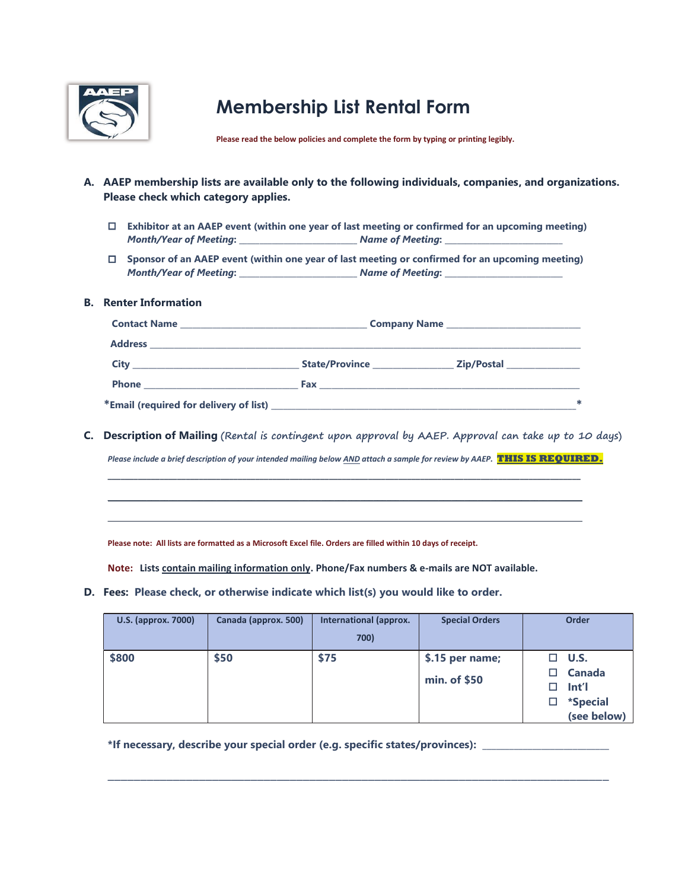# Membership List Rental Form

**Please read the below policies and complete the form by typing or printing legibly.**

**A. AAEP membership lists are available only to the following individuals, companies, and organizations. Please check which category applies.**

- ☐ **Exhibitor at an AAEP event (within one year of last meeting or confirmed for an upcoming meeting)**
  ***Month/Year of Meeting***: _______________________ ***Name of Meeting***: _______________________
- ☐ **Sponsor of an AAEP event (within one year of last meeting or confirmed for an upcoming meeting)**
  ***Month/Year of Meeting***: _______________________ ***Name of Meeting***: _______________________

**B. Renter Information**

**Contact Name** ____________________________________ **Company Name** __________________________

**Address** ______________________________________________________________________________

**City** ________________________________ **State/Province** _______________ **Zip/Postal** ______________

**Phone** ______________________________ **Fax** ___________________________________________________

***Email (required for delivery of list)** _____________________________________________________________*

**C. Description of Mailing** *(Rental is contingent upon approval by AAEP. Approval can take up to 10 days)*

*Please include a brief description of your intended mailing below AND attach a sample for review by AAEP.* **THIS IS REQUIRED.**

______________________________________________________________________________________

______________________________________________________________________________________

______________________________________________________________________________________

**Please note: All lists are formatted as a Microsoft Excel file. Orders are filled within 10 days of receipt.**

**Note:** Lists contain mailing information only. **Phone/Fax numbers & e-mails are NOT available.**

**D. Fees: Please check, or otherwise indicate which list(s) you would like to order.**

| U.S. (approx. 7000) | Canada (approx. 500) | International (approx. 700) | Special Orders | Order |
|---|---|---|---|---|
| **$800** | **$50** | **$75** | **$.15 per name; min. of $50** | ☐ **U.S.** ☐ **Canada** ☐ **Int'l** ☐ ***Special (see below)** |

***If necessary, describe your special order (e.g. specific states/provinces):** _______________________

______________________________________________________________________________________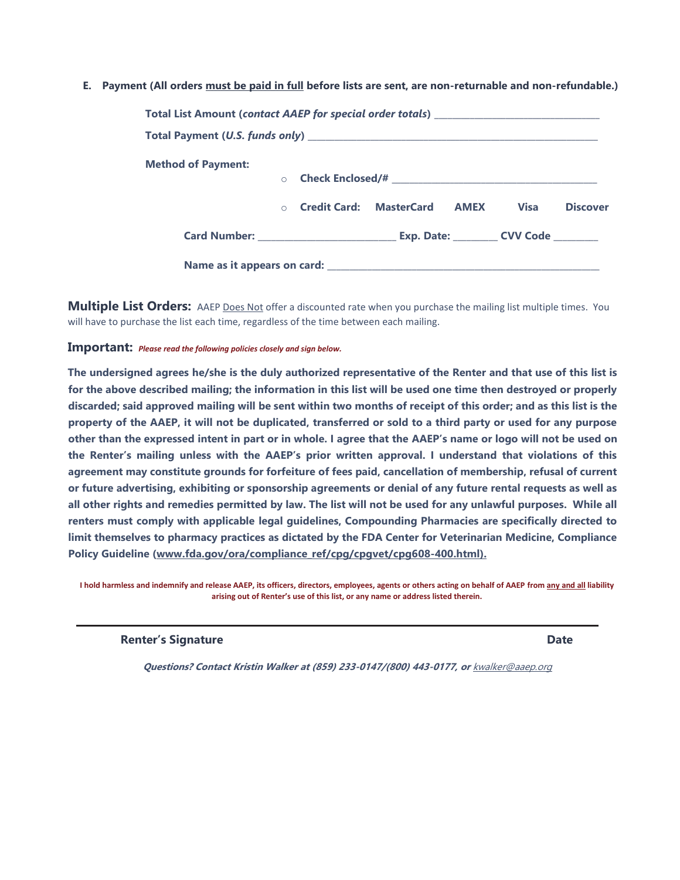**E. Payment (All orders <u>must be paid in full</u> before lists are sent, are non-returnable and non-refundable.)**

**Total List Amount (*contact AAEP for special order totals*)** ______________________________

**Total Payment (*U.S. funds only*)** ______________________________________________________

**Method of Payment:**

- **Check Enclosed/#** ____________________________________
- **Credit Card: MasterCard AMEX Visa Discover**

**Card Number:** ________________________ **Exp. Date:** ________ **CVV Code** ________

**Name as it appears on card:** ________________________________________________

## Multiple List Orders:

AAEP <u>Does Not</u> offer a discounted rate when you purchase the mailing list multiple times. You will have to purchase the list each time, regardless of the time between each mailing.

## Important:

***Please read the following policies closely and sign below.***

**The undersigned agrees he/she is the duly authorized representative of the Renter and that use of this list is for the above described mailing; the information in this list will be used one time then destroyed or properly discarded; said approved mailing will be sent within two months of receipt of this order; and as this list is the property of the AAEP, it will not be duplicated, transferred or sold to a third party or used for any purpose other than the expressed intent in part or in whole. I agree that the AAEP's name or logo will not be used on the Renter's mailing unless with the AAEP's prior written approval. I understand that violations of this agreement may constitute grounds for forfeiture of fees paid, cancellation of membership, refusal of current or future advertising, exhibiting or sponsorship agreements or denial of any future rental requests as well as all other rights and remedies permitted by law. The list will not be used for any unlawful purposes. While all renters must comply with applicable legal guidelines, Compounding Pharmacies are specifically directed to limit themselves to pharmacy practices as dictated by the FDA Center for Veterinarian Medicine, Compliance Policy Guideline (<u>www.fda.gov/ora/compliance_ref/cpg/cpgvet/cpg608-400.html).</u>**

**I hold harmless and indemnify and release AAEP, its officers, directors, employees, agents or others acting on behalf of AAEP from <u>any and all</u> liability arising out of Renter's use of this list, or any name or address listed therein.**

______________________________________________________________________

**Renter's Signature** **Date**

***Questions? Contact Kristin Walker at (859) 233-0147/(800) 443-0177, or kwalker@aaep.org***